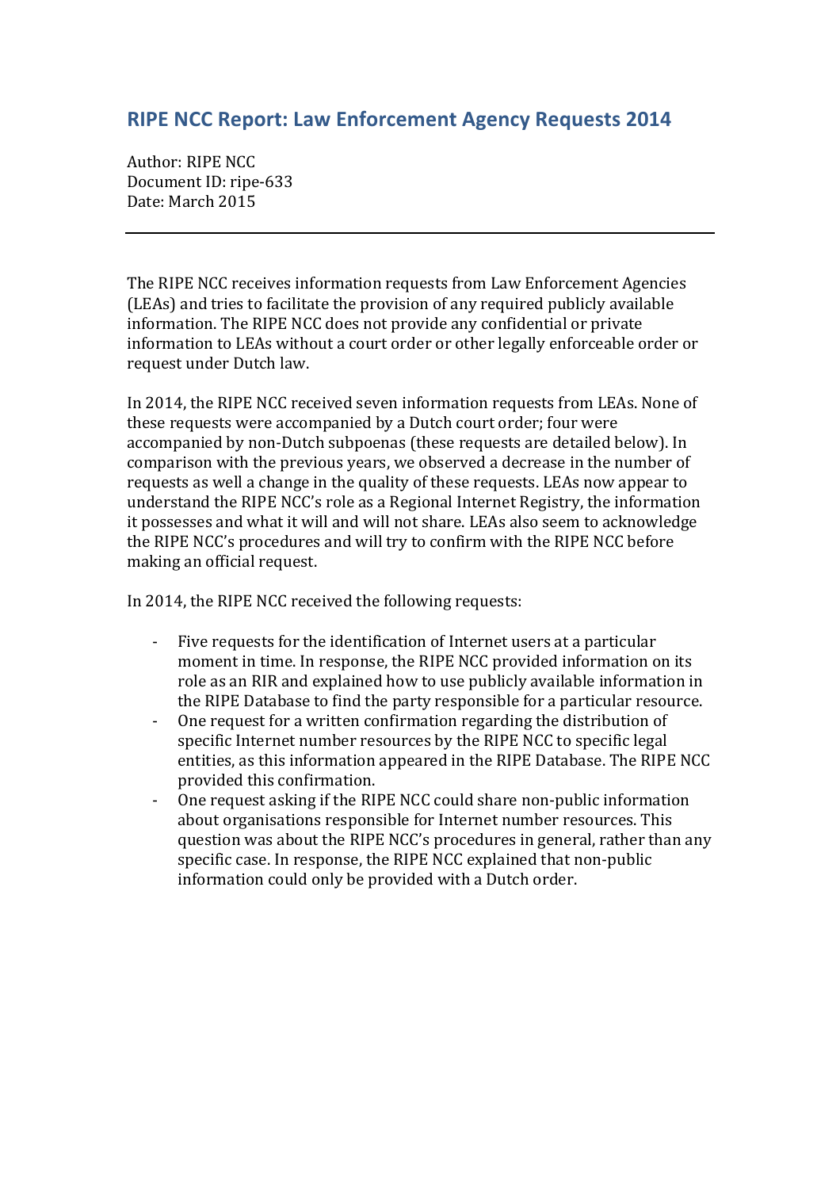# RIPE NCC Report: Law Enforcement Agency Requests 2014

Author: RIPE NCC
Document ID: ripe-633
Date: March 2015

---

The RIPE NCC receives information requests from Law Enforcement Agencies (LEAs) and tries to facilitate the provision of any required publicly available information. The RIPE NCC does not provide any confidential or private information to LEAs without a court order or other legally enforceable order or request under Dutch law.

In 2014, the RIPE NCC received seven information requests from LEAs. None of these requests were accompanied by a Dutch court order; four were accompanied by non-Dutch subpoenas (these requests are detailed below). In comparison with the previous years, we observed a decrease in the number of requests as well a change in the quality of these requests. LEAs now appear to understand the RIPE NCC's role as a Regional Internet Registry, the information it possesses and what it will and will not share. LEAs also seem to acknowledge the RIPE NCC's procedures and will try to confirm with the RIPE NCC before making an official request.

In 2014, the RIPE NCC received the following requests:

- Five requests for the identification of Internet users at a particular moment in time. In response, the RIPE NCC provided information on its role as an RIR and explained how to use publicly available information in the RIPE Database to find the party responsible for a particular resource.
- One request for a written confirmation regarding the distribution of specific Internet number resources by the RIPE NCC to specific legal entities, as this information appeared in the RIPE Database. The RIPE NCC provided this confirmation.
- One request asking if the RIPE NCC could share non-public information about organisations responsible for Internet number resources. This question was about the RIPE NCC's procedures in general, rather than any specific case. In response, the RIPE NCC explained that non-public information could only be provided with a Dutch order.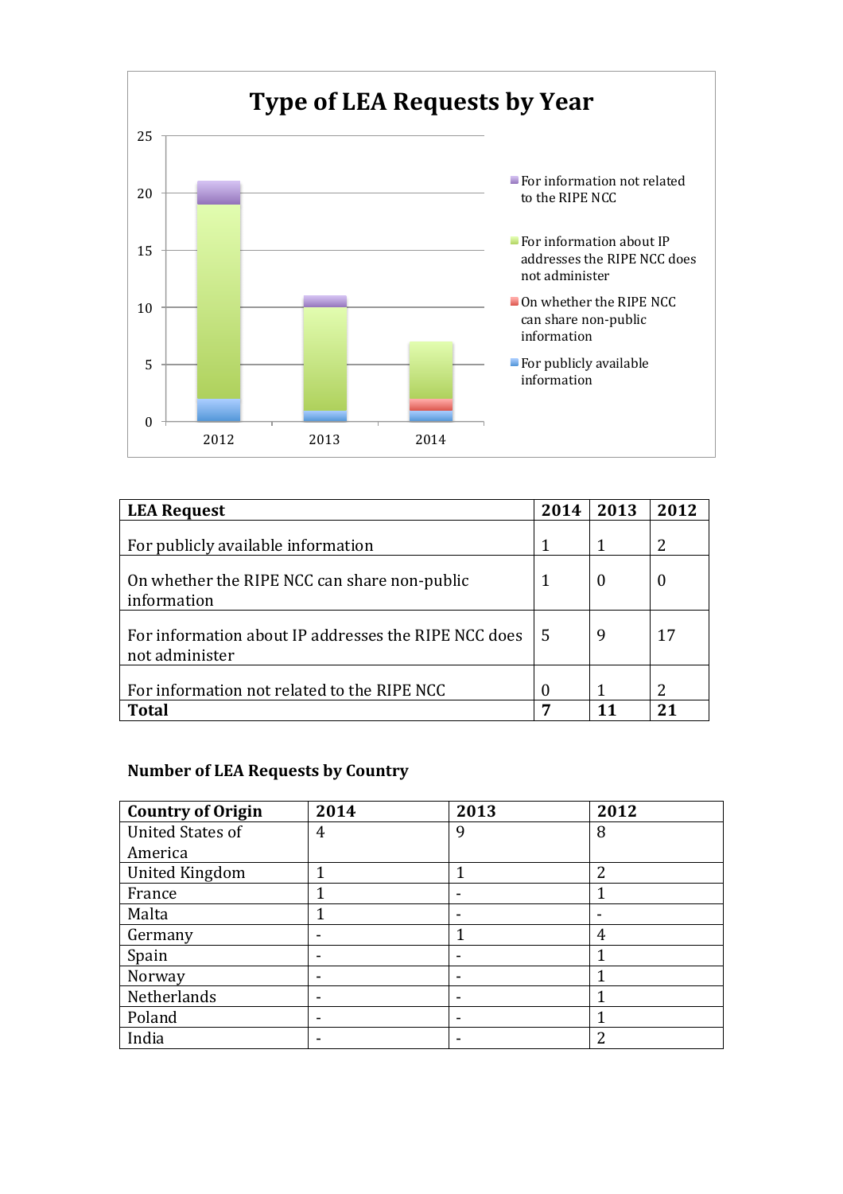Type of LEA Requests by Year

25
20
15
10
5
0

2012
2013
2014

For information not related to the RIPE NCC

For information about IP addresses the RIPE NCC does not administer

On whether the RIPE NCC can share non-public information

For publicly available information

| LEA Request | 2014 | 2013 | 2012 |
|---|---|---|---|
| For publicly available information | 1 | 1 | 2 |
| On whether the RIPE NCC can share non-public information | 1 | 0 | 0 |
| For information about IP addresses the RIPE NCC does not administer | 5 | 9 | 17 |
| For information not related to the RIPE NCC | 0 | 1 | 2 |
| **Total** | **7** | **11** | **21** |

**Number of LEA Requests by Country**

| Country of Origin | 2014 | 2013 | 2012 |
|---|---|---|---|
| United States of America | 4 | 9 | 8 |
| United Kingdom | 1 | 1 | 2 |
| France | 1 | - | 1 |
| Malta | 1 | - | - |
| Germany | - | 1 | 4 |
| Spain | - | - | 1 |
| Norway | - | - | 1 |
| Netherlands | - | - | 1 |
| Poland | - | - | 1 |
| India | - | - | 2 |